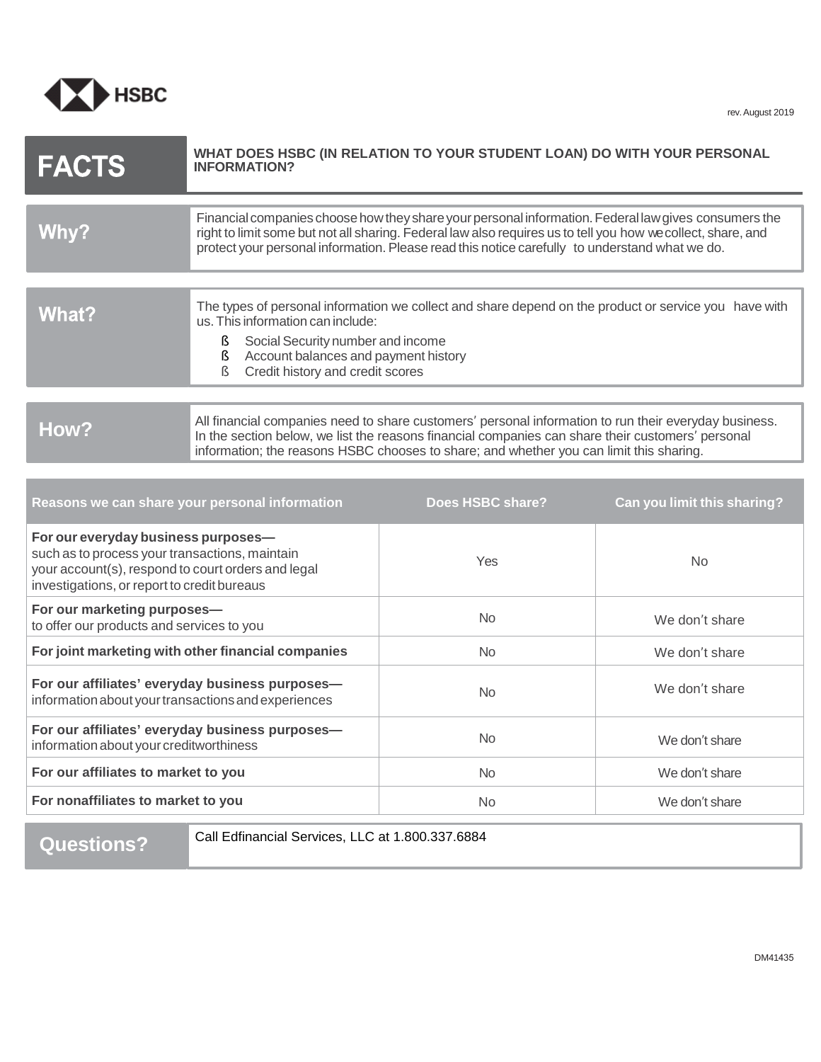HSBC

rev. August 2019

# FACTS

**WHAT DOES HSBC (IN RELATION TO YOUR STUDENT LOAN) DO WITH YOUR PERSONAL INFORMATION?**

| | |
|---|---|
| **Why?** | Financial companies choose how they share your personal information. Federal law gives consumers the right to limit some but not all sharing. Federal law also requires us to tell you how we collect, share, and protect your personal information. Please read this notice carefully to understand what we do. |
| **What?** | The types of personal information we collect and share depend on the product or service you have with us. This information can include:<br>• Social Security number and income<br>• Account balances and payment history<br>• Credit history and credit scores |
| **How?** | All financial companies need to share customers' personal information to run their everyday business. In the section below, we list the reasons financial companies can share their customers' personal information; the reasons HSBC chooses to share; and whether you can limit this sharing. |

| Reasons we can share your personal information | Does HSBC share? | Can you limit this sharing? |
|---|---|---|
| **For our everyday business purposes—** such as to process your transactions, maintain your account(s), respond to court orders and legal investigations, or report to credit bureaus | Yes | No |
| **For our marketing purposes—** to offer our products and services to you | No | We don't share |
| **For joint marketing with other financial companies** | No | We don't share |
| **For our affiliates' everyday business purposes—** information about your transactions and experiences | No | We don't share |
| **For our affiliates' everyday business purposes—** information about your creditworthiness | No | We don't share |
| **For our affiliates to market to you** | No | We don't share |
| **For nonaffiliates to market to you** | No | We don't share |

| | |
|---|---|
| **Questions?** | Call Edfinancial Services, LLC at 1.800.337.6884 |

DM41435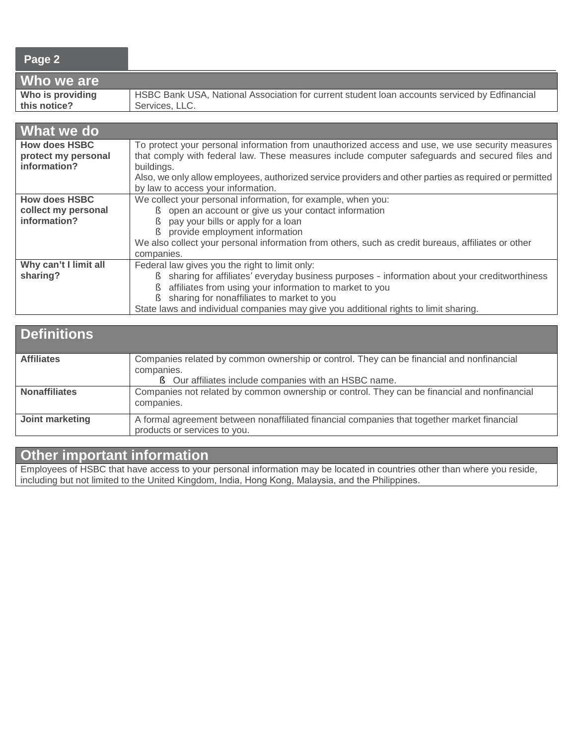## Who we are

| | |
|---|---|
| **Who is providing this notice?** | HSBC Bank USA, National Association for current student loan accounts serviced by Edfinancial Services, LLC. |

## What we do

| | |
|---|---|
| **How does HSBC protect my personal information?** | To protect your personal information from unauthorized access and use, we use security measures that comply with federal law. These measures include computer safeguards and secured files and buildings.<br>Also, we only allow employees, authorized service providers and other parties as required or permitted by law to access your information. |
| **How does HSBC collect my personal information?** | We collect your personal information, for example, when you:<br>ß open an account or give us your contact information<br>ß pay your bills or apply for a loan<br>ß provide employment information<br>We also collect your personal information from others, such as credit bureaus, affiliates or other companies. |
| **Why can't I limit all sharing?** | Federal law gives you the right to limit only:<br>ß sharing for affiliates' everyday business purposes - information about your creditworthiness<br>ß affiliates from using your information to market to you<br>ß sharing for nonaffiliates to market to you<br>State laws and individual companies may give you additional rights to limit sharing. |

## Definitions

| | |
|---|---|
| **Affiliates** | Companies related by common ownership or control. They can be financial and nonfinancial companies.<br>ß Our affiliates include companies with an HSBC name. |
| **Nonaffiliates** | Companies not related by common ownership or control. They can be financial and nonfinancial companies. |
| **Joint marketing** | A formal agreement between nonaffiliated financial companies that together market financial products or services to you. |

## Other important information

Employees of HSBC that have access to your personal information may be located in countries other than where you reside, including but not limited to the United Kingdom, India, Hong Kong, Malaysia, and the Philippines.